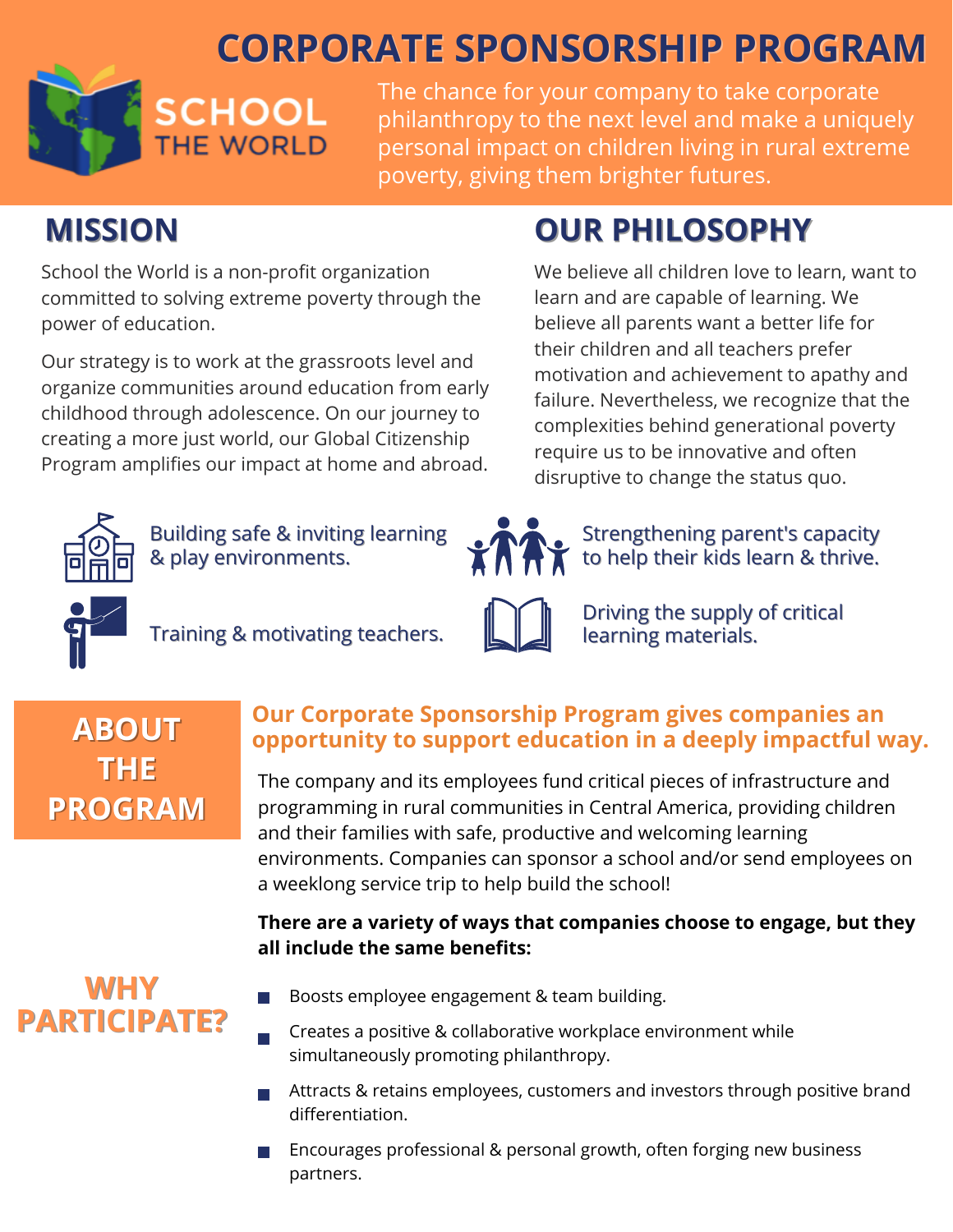# CORPORATE SPONSORSHIP PROGRAM

SCHOOL THE WORLD

The chance for your company to take corporate philanthropy to the next level and make a uniquely personal impact on children living in rural extreme poverty, giving them brighter futures.

## MISSION

School the World is a non-profit organization committed to solving extreme poverty through the power of education.

Our strategy is to work at the grassroots level and organize communities around education from early childhood through adolescence. On our journey to creating a more just world, our Global Citizenship Program amplifies our impact at home and abroad.

## OUR PHILOSOPHY

We believe all children love to learn, want to learn and are capable of learning. We believe all parents want a better life for their children and all teachers prefer motivation and achievement to apathy and failure. Nevertheless, we recognize that the complexities behind generational poverty require us to be innovative and often disruptive to change the status quo.

- Building safe & inviting learning & play environments.
- Strengthening parent's capacity to help their kids learn & thrive.
- Training & motivating teachers.
- Driving the supply of critical learning materials.

## ABOUT THE PROGRAM

**Our Corporate Sponsorship Program gives companies an opportunity to support education in a deeply impactful way.**

The company and its employees fund critical pieces of infrastructure and programming in rural communities in Central America, providing children and their families with safe, productive and welcoming learning environments. Companies can sponsor a school and/or send employees on a weeklong service trip to help build the school!

**There are a variety of ways that companies choose to engage, but they all include the same benefits:**

## WHY PARTICIPATE?

- Boosts employee engagement & team building.
- Creates a positive & collaborative workplace environment while simultaneously promoting philanthropy.
- Attracts & retains employees, customers and investors through positive brand differentiation.
- Encourages professional & personal growth, often forging new business partners.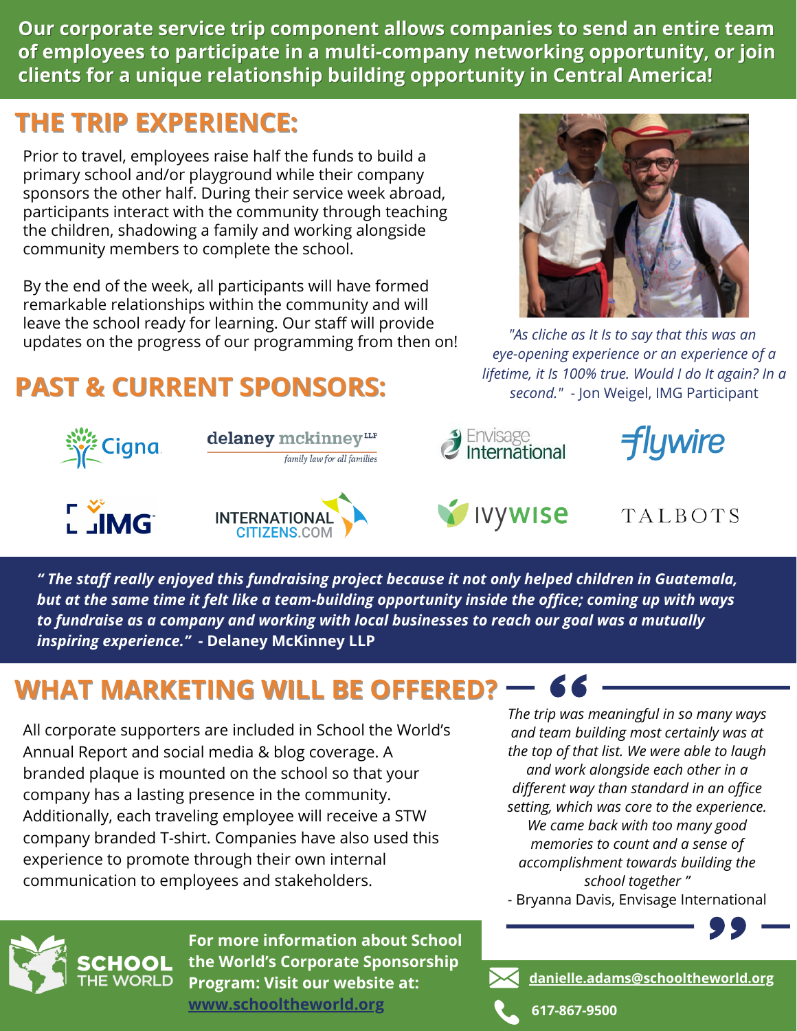**Our corporate service trip component allows companies to send an entire team of employees to participate in a multi-company networking opportunity, or join clients for a unique relationship building opportunity in Central America!**

## THE TRIP EXPERIENCE:

Prior to travel, employees raise half the funds to build a primary school and/or playground while their company sponsors the other half. During their service week abroad, participants interact with the community through teaching the children, shadowing a family and working alongside community members to complete the school.

By the end of the week, all participants will have formed remarkable relationships within the community and will leave the school ready for learning. Our staff will provide updates on the progress of our programming from then on!

*"As cliche as It Is to say that this was an eye-opening experience or an experience of a lifetime, it Is 100% true. Would I do It again? In a second."* - Jon Weigel, IMG Participant

## PAST & CURRENT SPONSORS:

Cigna

delaney mckinney LLP — family law for all families

Envisage International

flywire

IMG

INTERNATIONAL CITIZENS.COM

IvyWise

TALBOTS

***" The staff really enjoyed this fundraising project because it not only helped children in Guatemala, but at the same time it felt like a team-building opportunity inside the office; coming up with ways to fundraise as a company and working with local businesses to reach our goal was a mutually inspiring experience."*** **- Delaney McKinney LLP**

## WHAT MARKETING WILL BE OFFERED?

All corporate supporters are included in School the World's Annual Report and social media & blog coverage. A branded plaque is mounted on the school so that your company has a lasting presence in the community. Additionally, each traveling employee will receive a STW company branded T-shirt. Companies have also used this experience to promote through their own internal communication to employees and stakeholders.

*"The trip was meaningful in so many ways and team building most certainly was at the top of that list. We were able to laugh and work alongside each other in a different way than standard in an office setting, which was core to the experience. We came back with too many good memories to count and a sense of accomplishment towards building the school together "*

- Bryanna Davis, Envisage International

SCHOOL THE WORLD

**For more information about School the World's Corporate Sponsorship Program: Visit our website at: www.schooltheworld.org**

danielle.adams@schooltheworld.org

617-867-9500